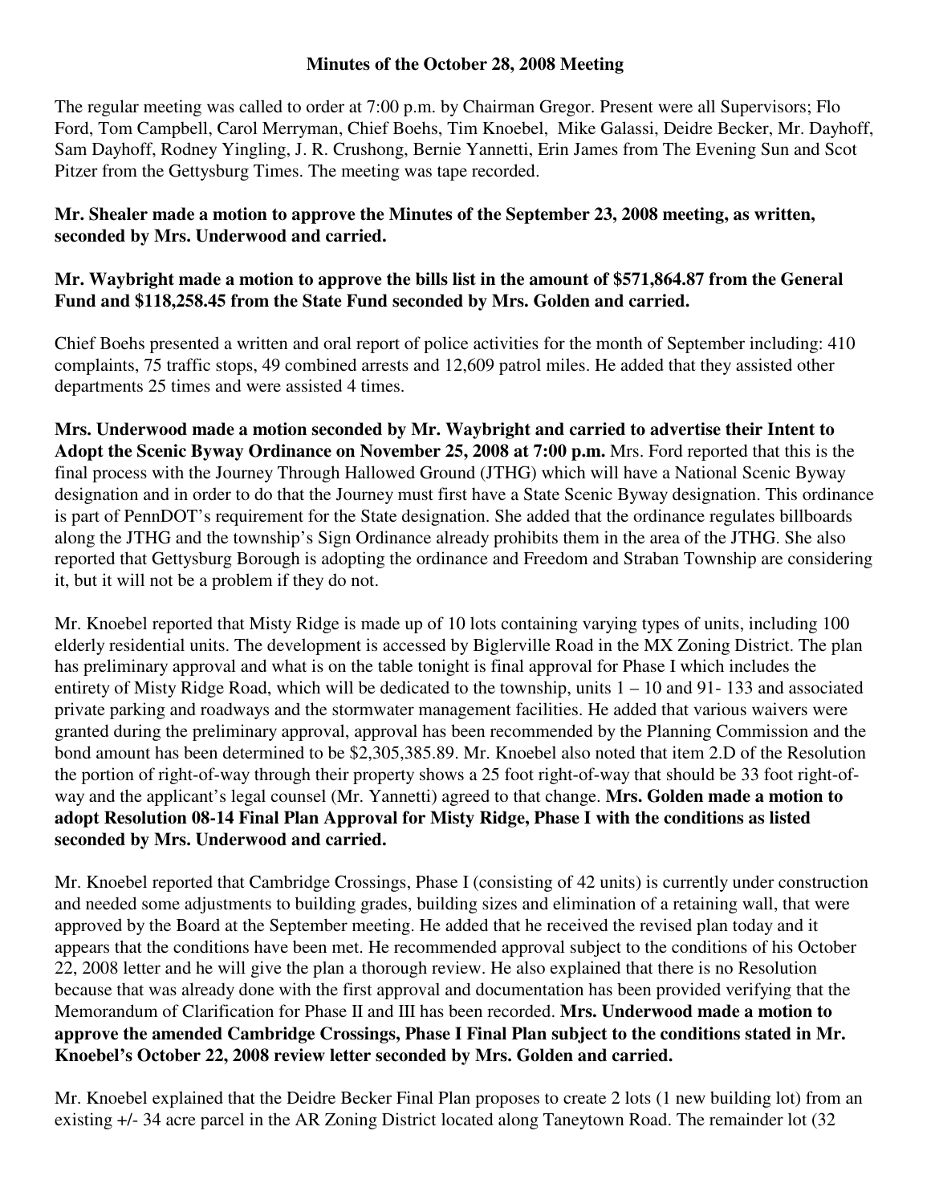**Minutes of the October 28, 2008 Meeting**

The regular meeting was called to order at 7:00 p.m. by Chairman Gregor. Present were all Supervisors; Flo Ford, Tom Campbell, Carol Merryman, Chief Boehs, Tim Knoebel, Mike Galassi, Deidre Becker, Mr. Dayhoff, Sam Dayhoff, Rodney Yingling, J. R. Crushong, Bernie Yannetti, Erin James from The Evening Sun and Scot Pitzer from the Gettysburg Times. The meeting was tape recorded.

**Mr. Shealer made a motion to approve the Minutes of the September 23, 2008 meeting, as written, seconded by Mrs. Underwood and carried.**

**Mr. Waybright made a motion to approve the bills list in the amount of $571,864.87 from the General Fund and $118,258.45 from the State Fund seconded by Mrs. Golden and carried.**

Chief Boehs presented a written and oral report of police activities for the month of September including: 410 complaints, 75 traffic stops, 49 combined arrests and 12,609 patrol miles. He added that they assisted other departments 25 times and were assisted 4 times.

**Mrs. Underwood made a motion seconded by Mr. Waybright and carried to advertise their Intent to Adopt the Scenic Byway Ordinance on November 25, 2008 at 7:00 p.m.** Mrs. Ford reported that this is the final process with the Journey Through Hallowed Ground (JTHG) which will have a National Scenic Byway designation and in order to do that the Journey must first have a State Scenic Byway designation. This ordinance is part of PennDOT's requirement for the State designation. She added that the ordinance regulates billboards along the JTHG and the township's Sign Ordinance already prohibits them in the area of the JTHG. She also reported that Gettysburg Borough is adopting the ordinance and Freedom and Straban Township are considering it, but it will not be a problem if they do not.

Mr. Knoebel reported that Misty Ridge is made up of 10 lots containing varying types of units, including 100 elderly residential units. The development is accessed by Biglerville Road in the MX Zoning District. The plan has preliminary approval and what is on the table tonight is final approval for Phase I which includes the entirety of Misty Ridge Road, which will be dedicated to the township, units 1 – 10 and 91- 133 and associated private parking and roadways and the stormwater management facilities. He added that various waivers were granted during the preliminary approval, approval has been recommended by the Planning Commission and the bond amount has been determined to be $2,305,385.89. Mr. Knoebel also noted that item 2.D of the Resolution the portion of right-of-way through their property shows a 25 foot right-of-way that should be 33 foot right-of-way and the applicant's legal counsel (Mr. Yannetti) agreed to that change. **Mrs. Golden made a motion to adopt Resolution 08-14 Final Plan Approval for Misty Ridge, Phase I with the conditions as listed seconded by Mrs. Underwood and carried.**

Mr. Knoebel reported that Cambridge Crossings, Phase I (consisting of 42 units) is currently under construction and needed some adjustments to building grades, building sizes and elimination of a retaining wall, that were approved by the Board at the September meeting. He added that he received the revised plan today and it appears that the conditions have been met. He recommended approval subject to the conditions of his October 22, 2008 letter and he will give the plan a thorough review. He also explained that there is no Resolution because that was already done with the first approval and documentation has been provided verifying that the Memorandum of Clarification for Phase II and III has been recorded. **Mrs. Underwood made a motion to approve the amended Cambridge Crossings, Phase I Final Plan subject to the conditions stated in Mr. Knoebel's October 22, 2008 review letter seconded by Mrs. Golden and carried.**

Mr. Knoebel explained that the Deidre Becker Final Plan proposes to create 2 lots (1 new building lot) from an existing +/- 34 acre parcel in the AR Zoning District located along Taneytown Road. The remainder lot (32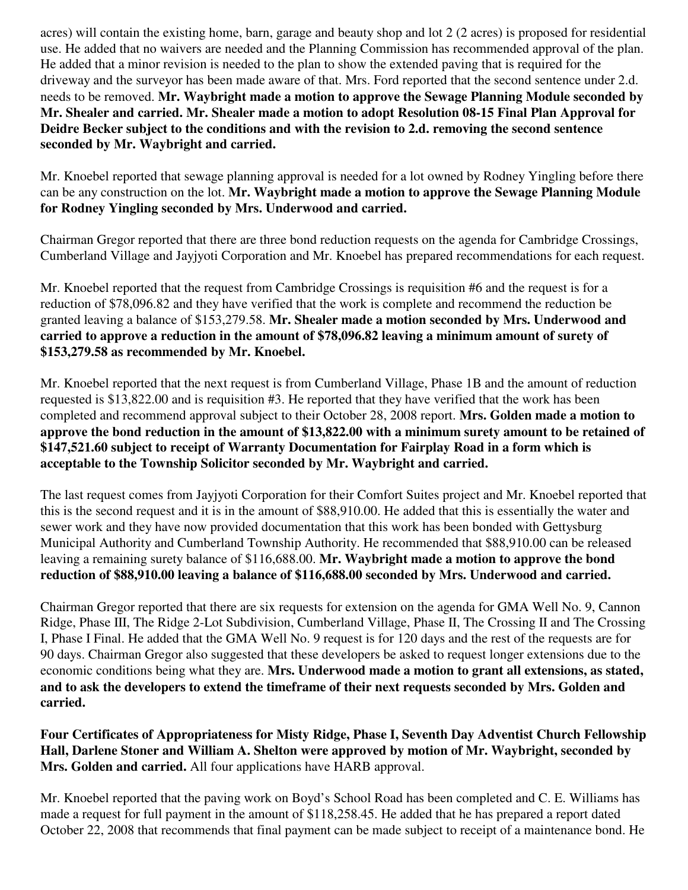acres) will contain the existing home, barn, garage and beauty shop and lot 2 (2 acres) is proposed for residential use. He added that no waivers are needed and the Planning Commission has recommended approval of the plan. He added that a minor revision is needed to the plan to show the extended paving that is required for the driveway and the surveyor has been made aware of that. Mrs. Ford reported that the second sentence under 2.d. needs to be removed. **Mr. Waybright made a motion to approve the Sewage Planning Module seconded by Mr. Shealer and carried. Mr. Shealer made a motion to adopt Resolution 08-15 Final Plan Approval for Deidre Becker subject to the conditions and with the revision to 2.d. removing the second sentence seconded by Mr. Waybright and carried.**

Mr. Knoebel reported that sewage planning approval is needed for a lot owned by Rodney Yingling before there can be any construction on the lot. **Mr. Waybright made a motion to approve the Sewage Planning Module for Rodney Yingling seconded by Mrs. Underwood and carried.**

Chairman Gregor reported that there are three bond reduction requests on the agenda for Cambridge Crossings, Cumberland Village and Jayjyoti Corporation and Mr. Knoebel has prepared recommendations for each request.

Mr. Knoebel reported that the request from Cambridge Crossings is requisition #6 and the request is for a reduction of $78,096.82 and they have verified that the work is complete and recommend the reduction be granted leaving a balance of $153,279.58. **Mr. Shealer made a motion seconded by Mrs. Underwood and carried to approve a reduction in the amount of $78,096.82 leaving a minimum amount of surety of $153,279.58 as recommended by Mr. Knoebel.**

Mr. Knoebel reported that the next request is from Cumberland Village, Phase 1B and the amount of reduction requested is $13,822.00 and is requisition #3. He reported that they have verified that the work has been completed and recommend approval subject to their October 28, 2008 report. **Mrs. Golden made a motion to approve the bond reduction in the amount of $13,822.00 with a minimum surety amount to be retained of $147,521.60 subject to receipt of Warranty Documentation for Fairplay Road in a form which is acceptable to the Township Solicitor seconded by Mr. Waybright and carried.**

The last request comes from Jayjyoti Corporation for their Comfort Suites project and Mr. Knoebel reported that this is the second request and it is in the amount of $88,910.00. He added that this is essentially the water and sewer work and they have now provided documentation that this work has been bonded with Gettysburg Municipal Authority and Cumberland Township Authority. He recommended that $88,910.00 can be released leaving a remaining surety balance of $116,688.00. **Mr. Waybright made a motion to approve the bond reduction of $88,910.00 leaving a balance of $116,688.00 seconded by Mrs. Underwood and carried.**

Chairman Gregor reported that there are six requests for extension on the agenda for GMA Well No. 9, Cannon Ridge, Phase III, The Ridge 2-Lot Subdivision, Cumberland Village, Phase II, The Crossing II and The Crossing I, Phase I Final. He added that the GMA Well No. 9 request is for 120 days and the rest of the requests are for 90 days. Chairman Gregor also suggested that these developers be asked to request longer extensions due to the economic conditions being what they are. **Mrs. Underwood made a motion to grant all extensions, as stated, and to ask the developers to extend the timeframe of their next requests seconded by Mrs. Golden and carried.**

**Four Certificates of Appropriateness for Misty Ridge, Phase I, Seventh Day Adventist Church Fellowship Hall, Darlene Stoner and William A. Shelton were approved by motion of Mr. Waybright, seconded by Mrs. Golden and carried.** All four applications have HARB approval.

Mr. Knoebel reported that the paving work on Boyd's School Road has been completed and C. E. Williams has made a request for full payment in the amount of $118,258.45. He added that he has prepared a report dated October 22, 2008 that recommends that final payment can be made subject to receipt of a maintenance bond. He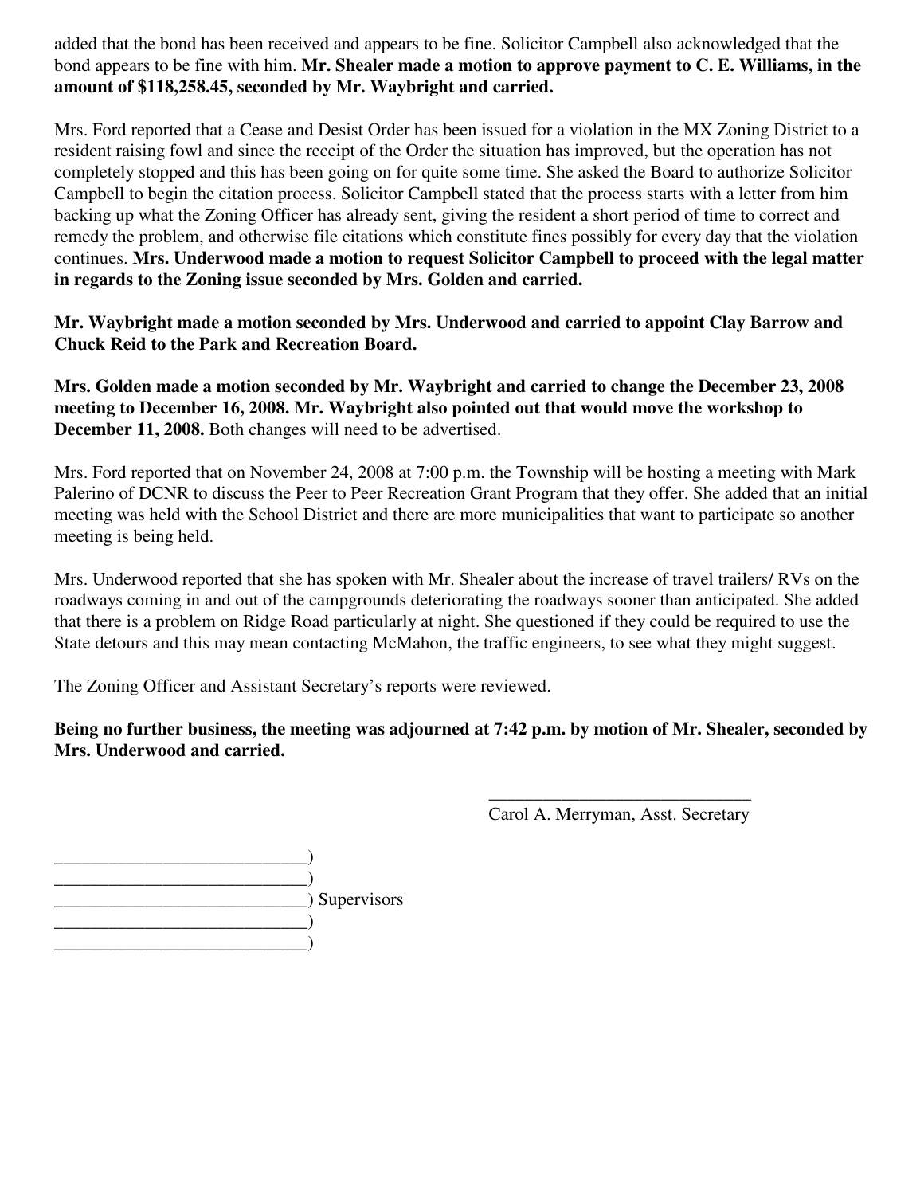added that the bond has been received and appears to be fine. Solicitor Campbell also acknowledged that the bond appears to be fine with him. **Mr. Shealer made a motion to approve payment to C. E. Williams, in the amount of $118,258.45, seconded by Mr. Waybright and carried.**

Mrs. Ford reported that a Cease and Desist Order has been issued for a violation in the MX Zoning District to a resident raising fowl and since the receipt of the Order the situation has improved, but the operation has not completely stopped and this has been going on for quite some time. She asked the Board to authorize Solicitor Campbell to begin the citation process. Solicitor Campbell stated that the process starts with a letter from him backing up what the Zoning Officer has already sent, giving the resident a short period of time to correct and remedy the problem, and otherwise file citations which constitute fines possibly for every day that the violation continues. **Mrs. Underwood made a motion to request Solicitor Campbell to proceed with the legal matter in regards to the Zoning issue seconded by Mrs. Golden and carried.**

**Mr. Waybright made a motion seconded by Mrs. Underwood and carried to appoint Clay Barrow and Chuck Reid to the Park and Recreation Board.**

**Mrs. Golden made a motion seconded by Mr. Waybright and carried to change the December 23, 2008 meeting to December 16, 2008. Mr. Waybright also pointed out that would move the workshop to December 11, 2008.** Both changes will need to be advertised.

Mrs. Ford reported that on November 24, 2008 at 7:00 p.m. the Township will be hosting a meeting with Mark Palerino of DCNR to discuss the Peer to Peer Recreation Grant Program that they offer. She added that an initial meeting was held with the School District and there are more municipalities that want to participate so another meeting is being held.

Mrs. Underwood reported that she has spoken with Mr. Shealer about the increase of travel trailers/ RVs on the roadways coming in and out of the campgrounds deteriorating the roadways sooner than anticipated. She added that there is a problem on Ridge Road particularly at night. She questioned if they could be required to use the State detours and this may mean contacting McMahon, the traffic engineers, to see what they might suggest.

The Zoning Officer and Assistant Secretary's reports were reviewed.

**Being no further business, the meeting was adjourned at 7:42 p.m. by motion of Mr. Shealer, seconded by Mrs. Underwood and carried.**

_____________________________
Carol A. Merryman, Asst. Secretary

_____________________________)
_____________________________)
_____________________________) Supervisors
_____________________________)
_____________________________)